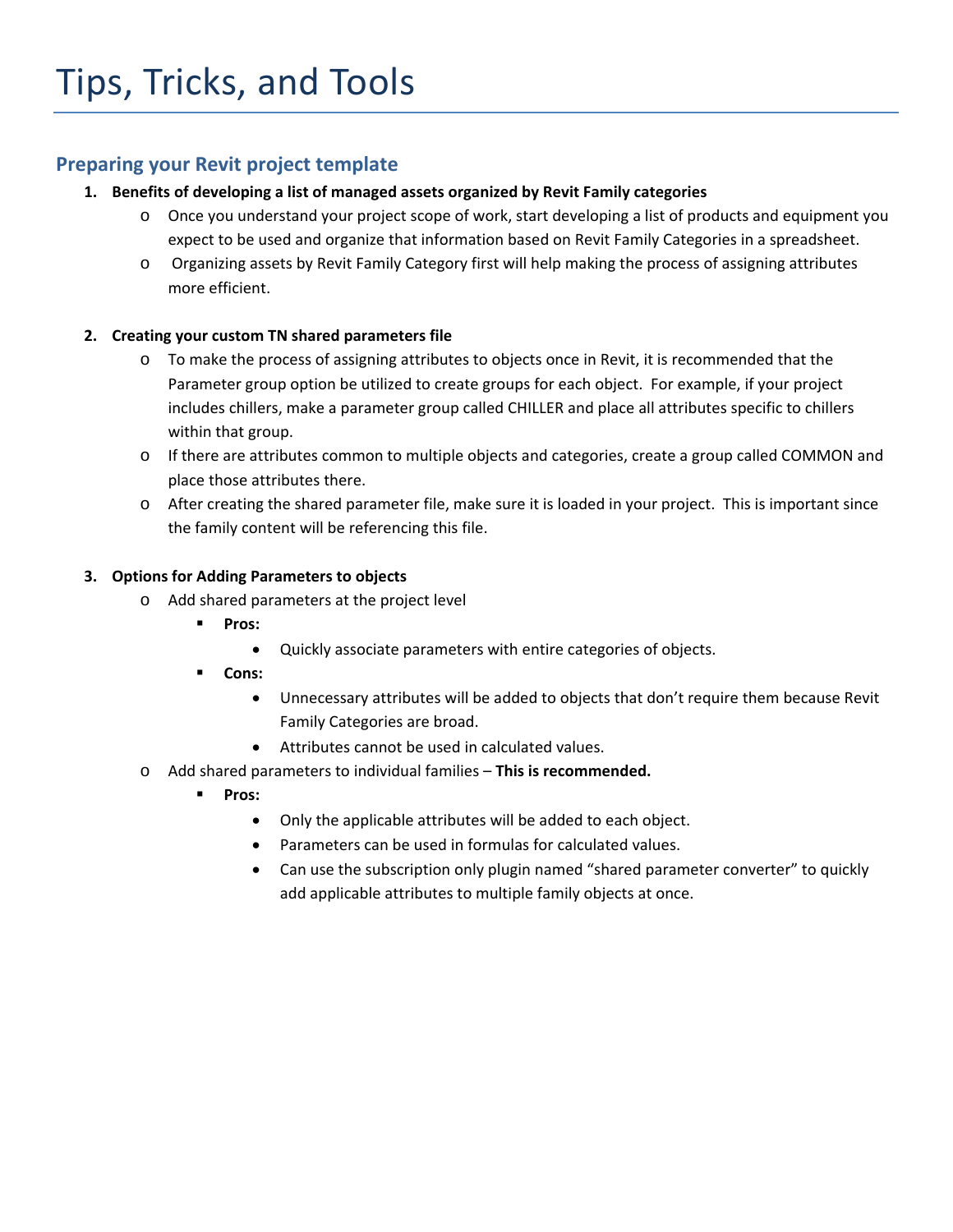# Tips, Tricks, and Tools

## Preparing your Revit project template

1. **Benefits of developing a list of managed assets organized by Revit Family categories**
   - Once you understand your project scope of work, start developing a list of products and equipment you expect to be used and organize that information based on Revit Family Categories in a spreadsheet.
   - Organizing assets by Revit Family Category first will help making the process of assigning attributes more efficient.

2. **Creating your custom TN shared parameters file**
   - To make the process of assigning attributes to objects once in Revit, it is recommended that the Parameter group option be utilized to create groups for each object. For example, if your project includes chillers, make a parameter group called CHILLER and place all attributes specific to chillers within that group.
   - If there are attributes common to multiple objects and categories, create a group called COMMON and place those attributes there.
   - After creating the shared parameter file, make sure it is loaded in your project. This is important since the family content will be referencing this file.

3. **Options for Adding Parameters to objects**
   - Add shared parameters at the project level
     - **Pros:**
       - Quickly associate parameters with entire categories of objects.
     - **Cons:**
       - Unnecessary attributes will be added to objects that don't require them because Revit Family Categories are broad.
       - Attributes cannot be used in calculated values.
   - Add shared parameters to individual families – **This is recommended.**
     - **Pros:**
       - Only the applicable attributes will be added to each object.
       - Parameters can be used in formulas for calculated values.
       - Can use the subscription only plugin named "shared parameter converter" to quickly add applicable attributes to multiple family objects at once.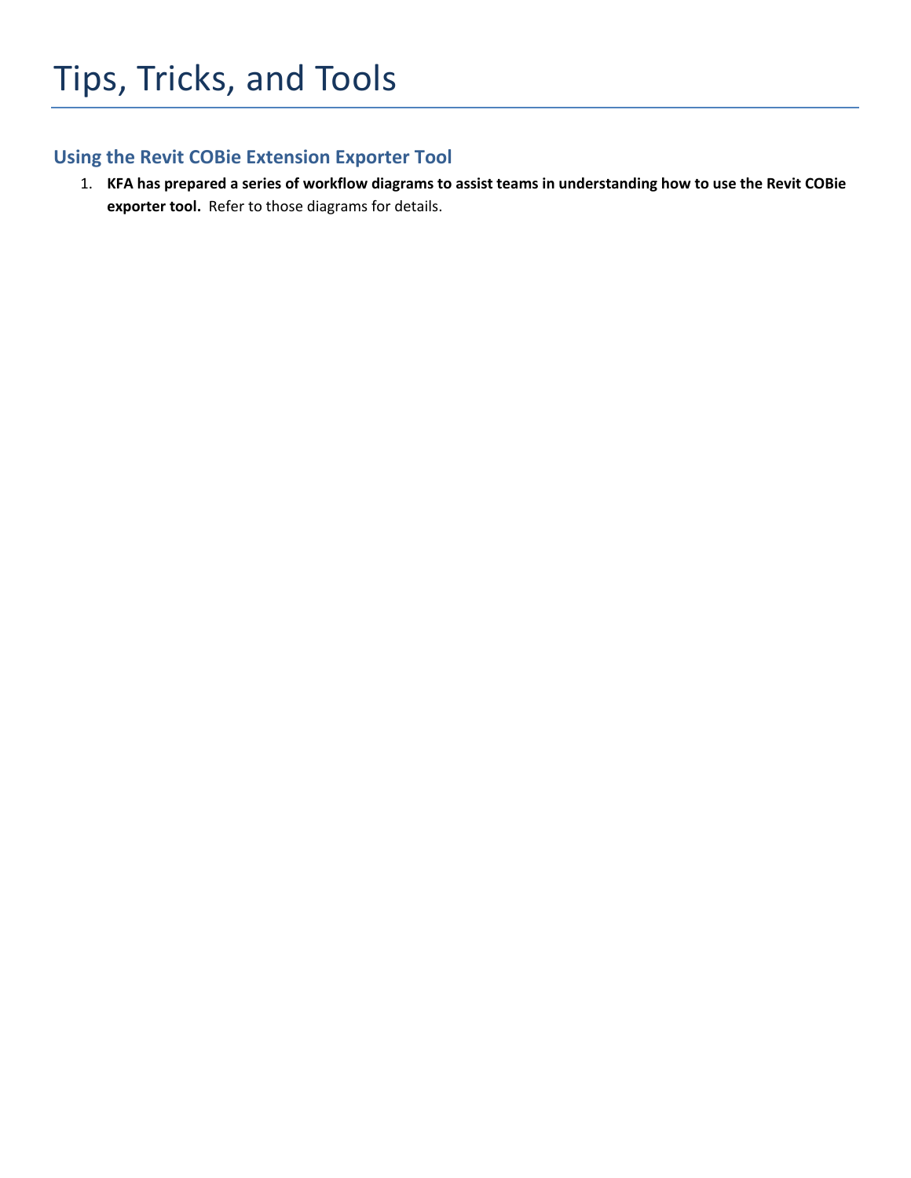# Tips, Tricks, and Tools

## Using the Revit COBie Extension Exporter Tool

1. **KFA has prepared a series of workflow diagrams to assist teams in understanding how to use the Revit COBie exporter tool.** Refer to those diagrams for details.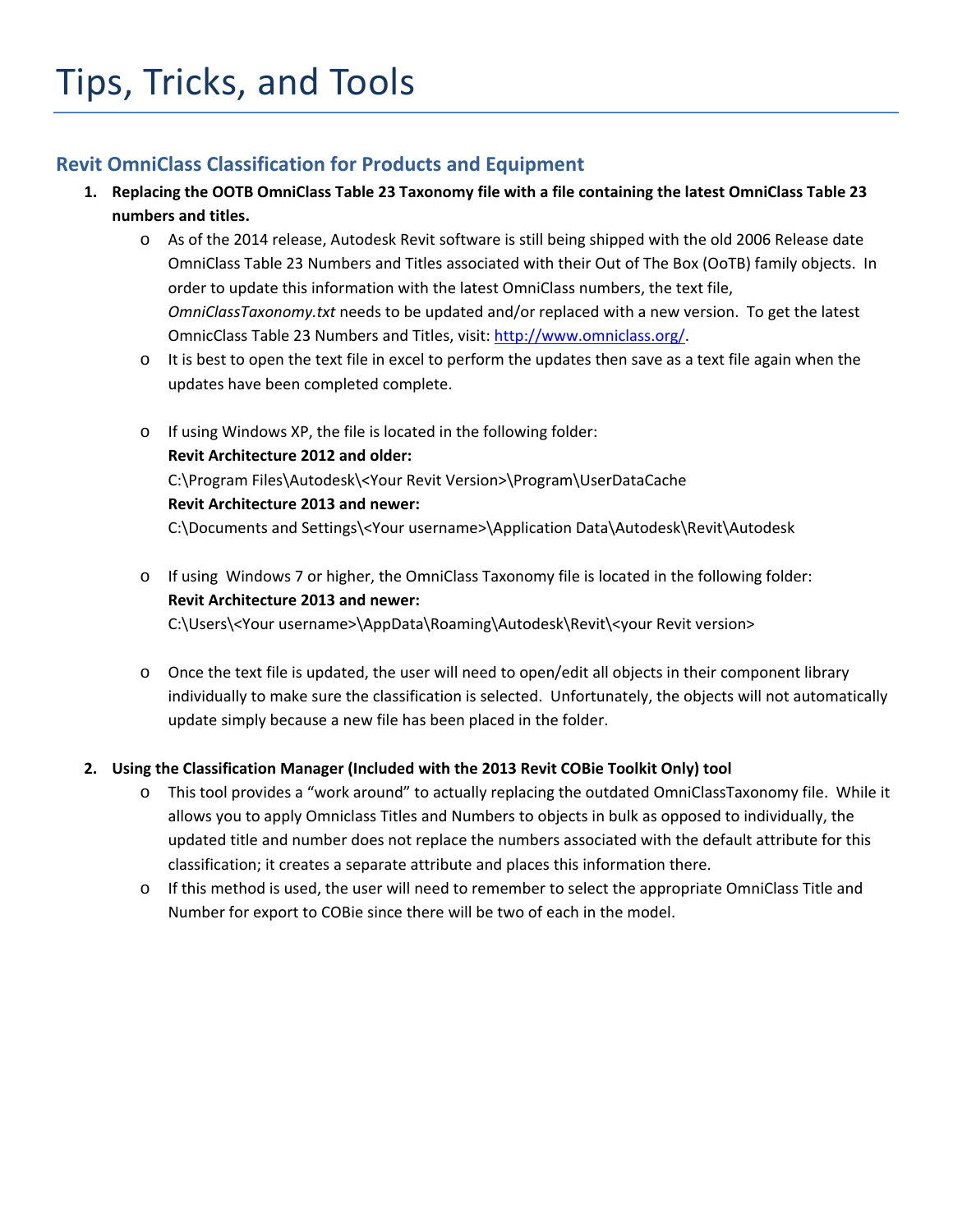# Tips, Tricks, and Tools

## Revit OmniClass Classification for Products and Equipment

1. **Replacing the OOTB OmniClass Table 23 Taxonomy file with a file containing the latest OmniClass Table 23 numbers and titles.**
   - As of the 2014 release, Autodesk Revit software is still being shipped with the old 2006 Release date OmniClass Table 23 Numbers and Titles associated with their Out of The Box (OoTB) family objects. In order to update this information with the latest OmniClass numbers, the text file, *OmniClassTaxonomy.txt* needs to be updated and/or replaced with a new version. To get the latest OmnicClass Table 23 Numbers and Titles, visit: [http://www.omniclass.org/](http://www.omniclass.org/).
   - It is best to open the text file in excel to perform the updates then save as a text file again when the updates have been completed complete.
   - If using Windows XP, the file is located in the following folder:
     **Revit Architecture 2012 and older:**
     C:\Program Files\Autodesk\<Your Revit Version>\Program\UserDataCache
     **Revit Architecture 2013 and newer:**
     C:\Documents and Settings\<Your username>\Application Data\Autodesk\Revit\Autodesk
   - If using Windows 7 or higher, the OmniClass Taxonomy file is located in the following folder:
     **Revit Architecture 2013 and newer:**
     C:\Users\<Your username>\AppData\Roaming\Autodesk\Revit\<your Revit version>
   - Once the text file is updated, the user will need to open/edit all objects in their component library individually to make sure the classification is selected. Unfortunately, the objects will not automatically update simply because a new file has been placed in the folder.

2. **Using the Classification Manager (Included with the 2013 Revit COBie Toolkit Only) tool**
   - This tool provides a "work around" to actually replacing the outdated OmniClassTaxonomy file. While it allows you to apply Omniclass Titles and Numbers to objects in bulk as opposed to individually, the updated title and number does not replace the numbers associated with the default attribute for this classification; it creates a separate attribute and places this information there.
   - If this method is used, the user will need to remember to select the appropriate OmniClass Title and Number for export to COBie since there will be two of each in the model.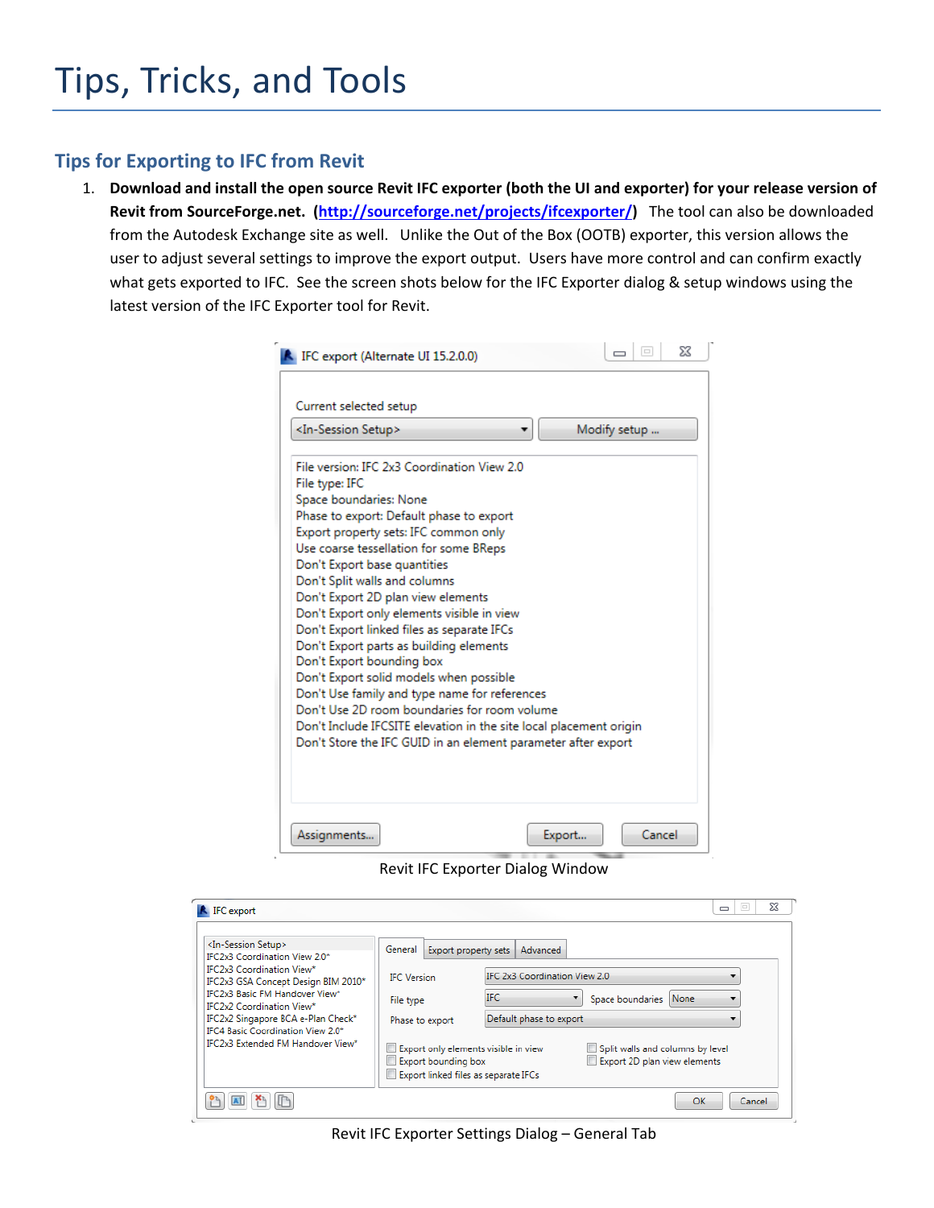# Tips, Tricks, and Tools

## Tips for Exporting to IFC from Revit

1. **Download and install the open source Revit IFC exporter (both the UI and exporter) for your release version of Revit from SourceForge.net. ([http://sourceforge.net/projects/ifcexporter/](http://sourceforge.net/projects/ifcexporter/))** The tool can also be downloaded from the Autodesk Exchange site as well. Unlike the Out of the Box (OOTB) exporter, this version allows the user to adjust several settings to improve the export output. Users have more control and can confirm exactly what gets exported to IFC. See the screen shots below for the IFC Exporter dialog & setup windows using the latest version of the IFC Exporter tool for Revit.

Revit IFC Exporter Dialog Window

Revit IFC Exporter Settings Dialog – General Tab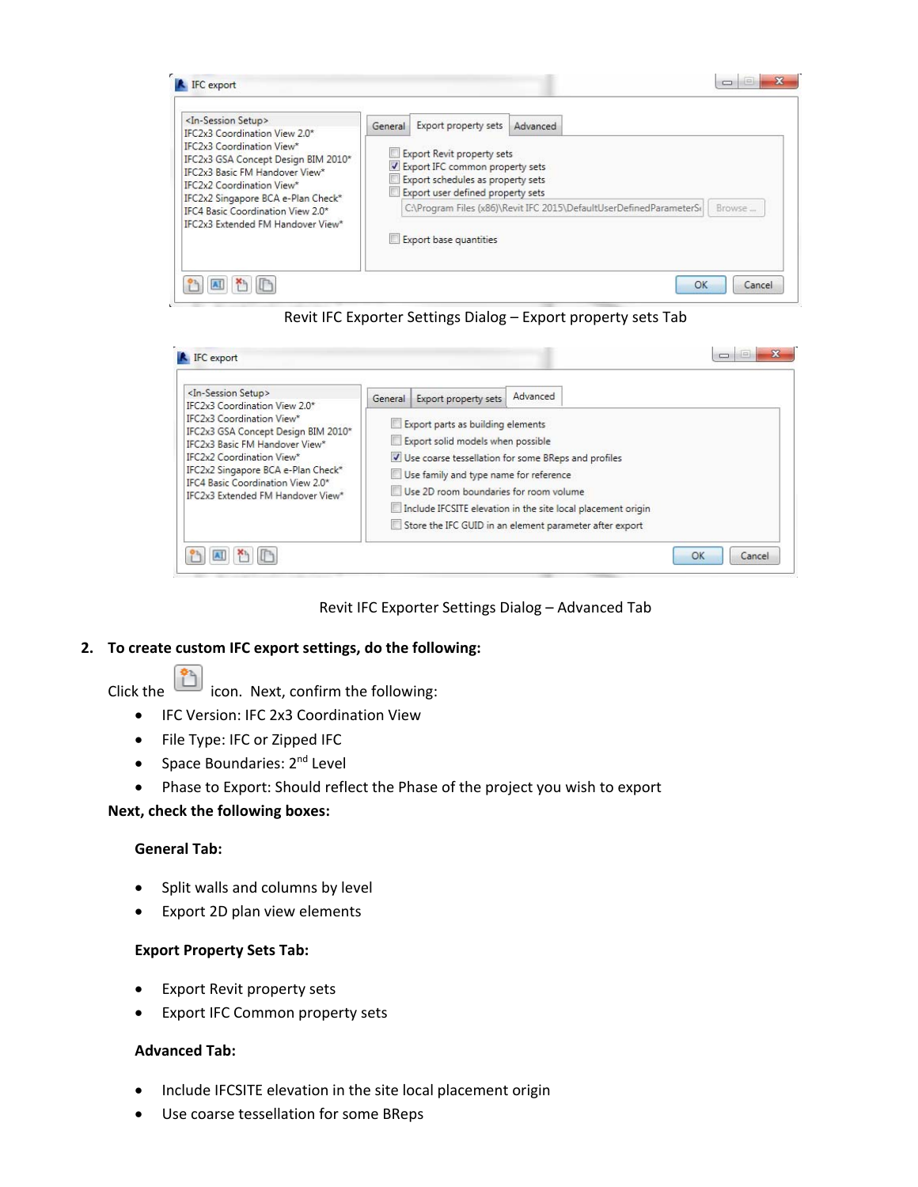Revit IFC Exporter Settings Dialog – Export property sets Tab

Revit IFC Exporter Settings Dialog – Advanced Tab

2. **To create custom IFC export settings, do the following:**

   Click the icon. Next, confirm the following:

   - IFC Version: IFC 2x3 Coordination View
   - File Type: IFC or Zipped IFC
   - Space Boundaries: 2nd Level
   - Phase to Export: Should reflect the Phase of the project you wish to export

   **Next, check the following boxes:**

   **General Tab:**

   - Split walls and columns by level
   - Export 2D plan view elements

   **Export Property Sets Tab:**

   - Export Revit property sets
   - Export IFC Common property sets

   **Advanced Tab:**

   - Include IFCSITE elevation in the site local placement origin
   - Use coarse tessellation for some BReps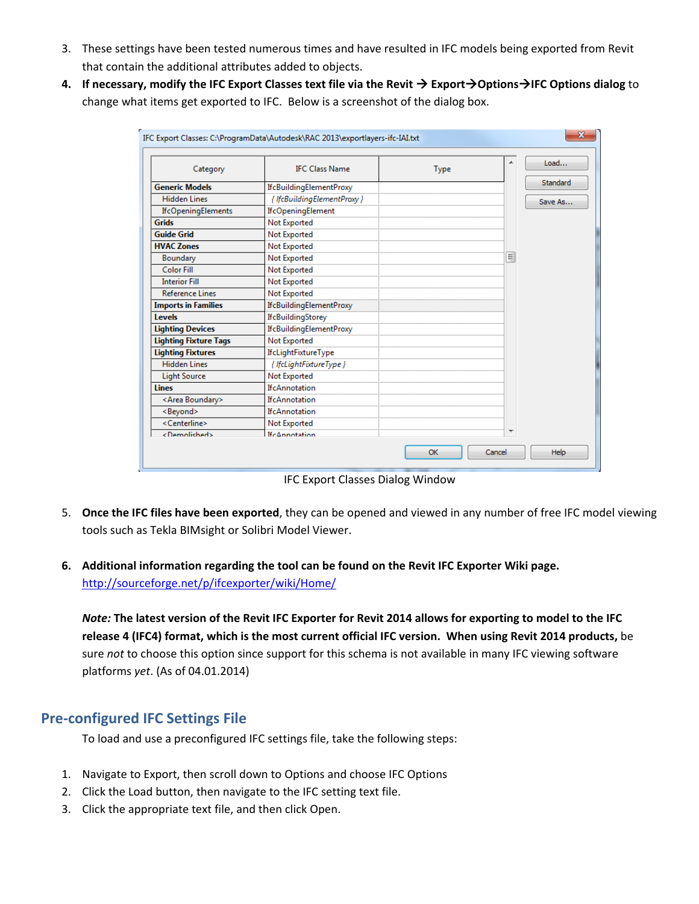3. These settings have been tested numerous times and have resulted in IFC models being exported from Revit that contain the additional attributes added to objects.
4. **If necessary, modify the IFC Export Classes text file via the Revit → Export→Options→IFC Options dialog** to change what items get exported to IFC. Below is a screenshot of the dialog box.

IFC Export Classes: C:\ProgramData\Autodesk\RAC 2013\exportlayers-ifc-IAI.txt

| Category | IFC Class Name | Type |
|---|---|---|
| **Generic Models** | IfcBuildingElementProxy | |
| Hidden Lines | { IfcBuildingElementProxy } | |
| IfcOpeningElements | IfcOpeningElement | |
| **Grids** | Not Exported | |
| **Guide Grid** | Not Exported | |
| **HVAC Zones** | Not Exported | |
| Boundary | Not Exported | |
| Color Fill | Not Exported | |
| Interior Fill | Not Exported | |
| Reference Lines | Not Exported | |
| **Imports in Families** | IfcBuildingElementProxy | |
| **Levels** | IfcBuildingStorey | |
| **Lighting Devices** | IfcBuildingElementProxy | |
| **Lighting Fixture Tags** | Not Exported | |
| **Lighting Fixtures** | IfcLightFixtureType | |
| Hidden Lines | { IfcLightFixtureType } | |
| Light Source | Not Exported | |
| **Lines** | IfcAnnotation | |
| <Area Boundary> | IfcAnnotation | |
| <Beyond> | IfcAnnotation | |
| <Centerline> | Not Exported | |
| <Demolished> | IfcAnnotation | |

Load... | Standard | Save As... | OK | Cancel | Help

IFC Export Classes Dialog Window

5. **Once the IFC files have been exported**, they can be opened and viewed in any number of free IFC model viewing tools such as Tekla BIMsight or Solibri Model Viewer.

6. **Additional information regarding the tool can be found on the Revit IFC Exporter Wiki page.** http://sourceforge.net/p/ifcexporter/wiki/Home/

   ***Note:*** **The latest version of the Revit IFC Exporter for Revit 2014 allows for exporting to model to the IFC release 4 (IFC4) format, which is the most current official IFC version. When using Revit 2014 products,** be sure *not* to choose this option since support for this schema is not available in many IFC viewing software platforms *yet*. (As of 04.01.2014)

## Pre-configured IFC Settings File

To load and use a preconfigured IFC settings file, take the following steps:

1. Navigate to Export, then scroll down to Options and choose IFC Options
2. Click the Load button, then navigate to the IFC setting text file.
3. Click the appropriate text file, and then click Open.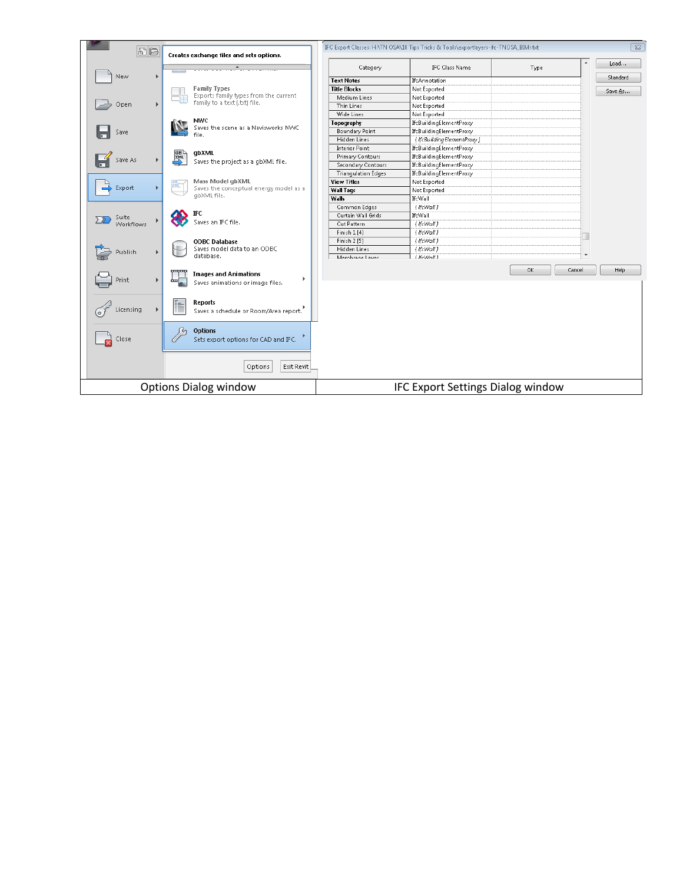| Options Dialog window | IFC Export Settings Dialog window |
| --- | --- |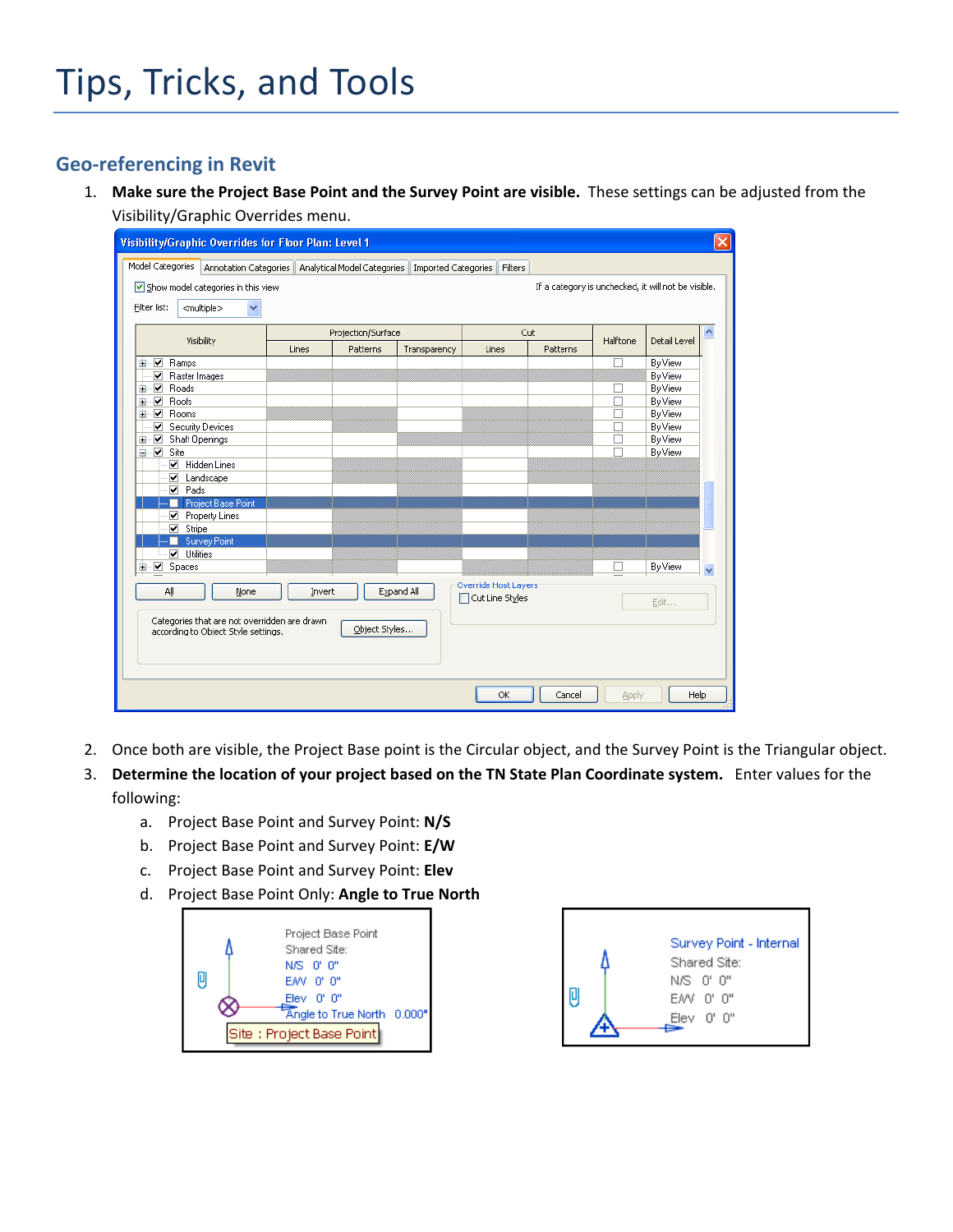# Tips, Tricks, and Tools

## Geo-referencing in Revit

1. **Make sure the Project Base Point and the Survey Point are visible.** These settings can be adjusted from the Visibility/Graphic Overrides menu.

2. Once both are visible, the Project Base point is the Circular object, and the Survey Point is the Triangular object.
3. **Determine the location of your project based on the TN State Plan Coordinate system.** Enter values for the following:
   a. Project Base Point and Survey Point: **N/S**
   b. Project Base Point and Survey Point: **E/W**
   c. Project Base Point and Survey Point: **Elev**
   d. Project Base Point Only: **Angle to True North**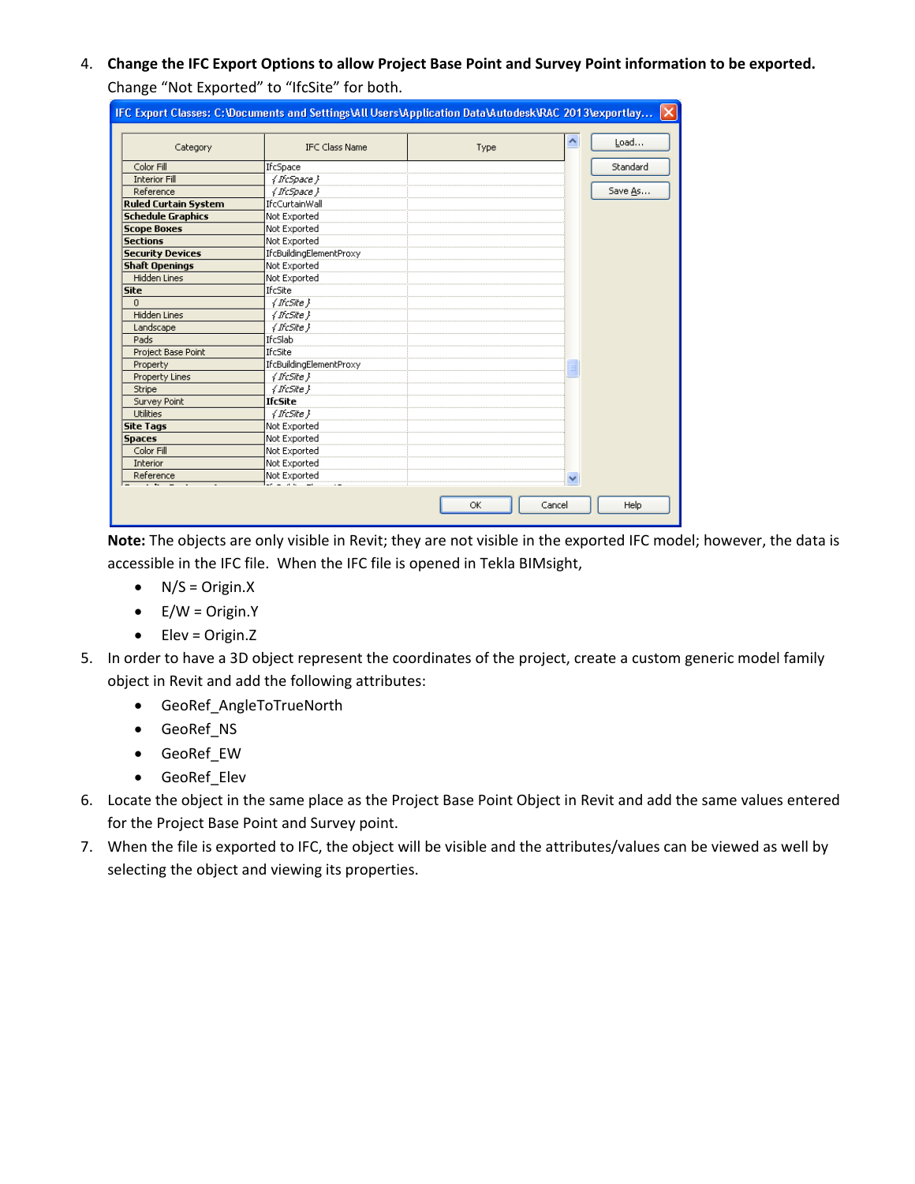4. **Change the IFC Export Options to allow Project Base Point and Survey Point information to be exported.** Change "Not Exported" to "IfcSite" for both.

IFC Export Classes: C:\Documents and Settings\All Users\Application Data\Autodesk\RAC 2013\exportlay...

| Category | IFC Class Name | Type |
|---|---|---|
| Color Fill | IfcSpace | |
| Interior Fill | { IfcSpace } | |
| Reference | { IfcSpace } | |
| **Ruled Curtain System** | IfcCurtainWall | |
| **Schedule Graphics** | Not Exported | |
| **Scope Boxes** | Not Exported | |
| **Sections** | Not Exported | |
| **Security Devices** | IfcBuildingElementProxy | |
| **Shaft Openings** | Not Exported | |
| Hidden Lines | Not Exported | |
| **Site** | IfcSite | |
| 0 | { IfcSite } | |
| Hidden Lines | { IfcSite } | |
| Landscape | { IfcSite } | |
| Pads | IfcSlab | |
| Project Base Point | IfcSite | |
| Property | IfcBuildingElementProxy | |
| Property Lines | { IfcSite } | |
| Stripe | { IfcSite } | |
| Survey Point | **IfcSite** | |
| Utilities | { IfcSite } | |
| **Site Tags** | Not Exported | |
| **Spaces** | Not Exported | |
| Color Fill | Not Exported | |
| Interior | Not Exported | |
| Reference | Not Exported | |

Load... | Standard | Save As... | OK | Cancel | Help

**Note:** The objects are only visible in Revit; they are not visible in the exported IFC model; however, the data is accessible in the IFC file. When the IFC file is opened in Tekla BIMsight,

- N/S = Origin.X
- E/W = Origin.Y
- Elev = Origin.Z

5. In order to have a 3D object represent the coordinates of the project, create a custom generic model family object in Revit and add the following attributes:
   - GeoRef_AngleToTrueNorth
   - GeoRef_NS
   - GeoRef_EW
   - GeoRef_Elev
6. Locate the object in the same place as the Project Base Point Object in Revit and add the same values entered for the Project Base Point and Survey point.
7. When the file is exported to IFC, the object will be visible and the attributes/values can be viewed as well by selecting the object and viewing its properties.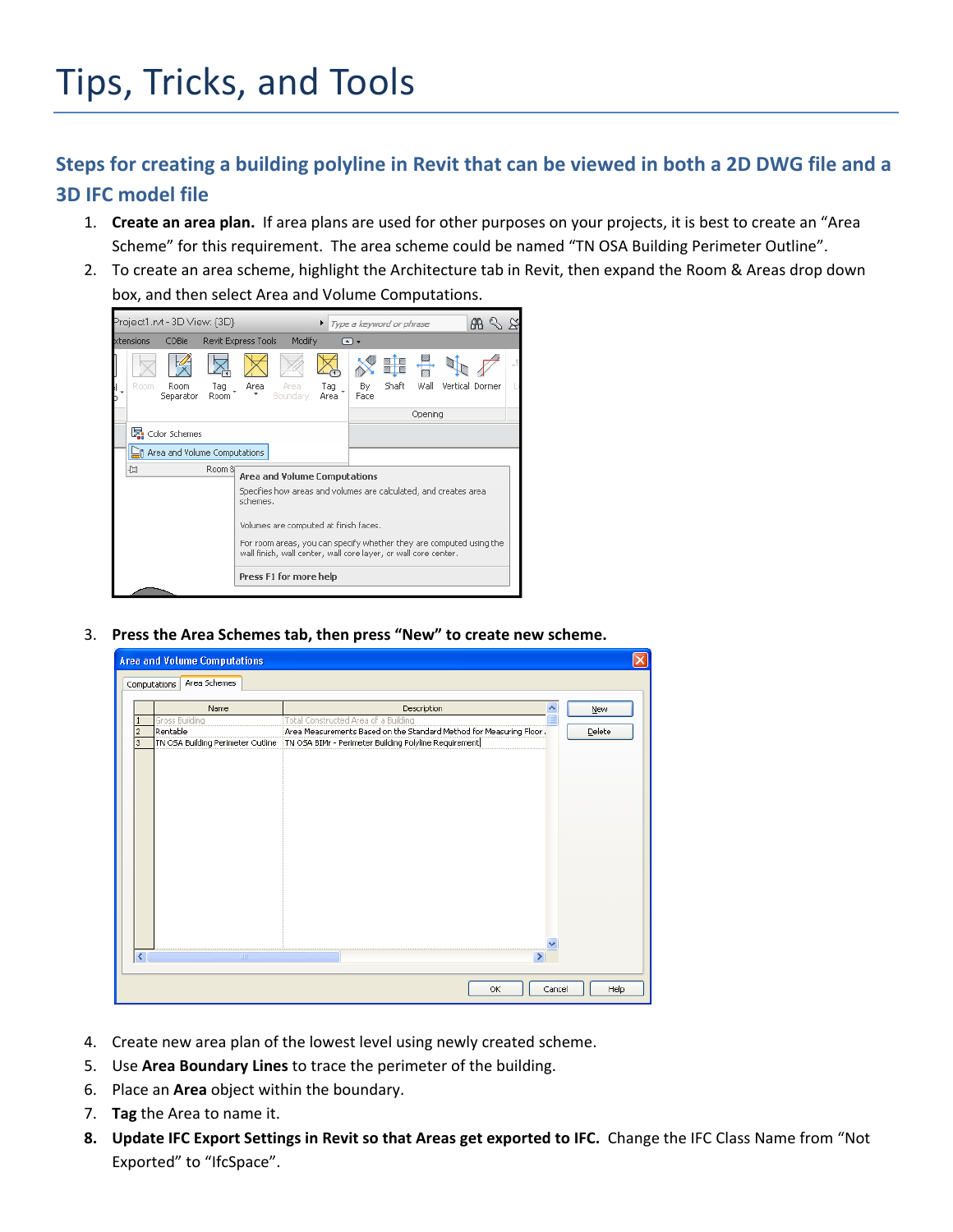# Tips, Tricks, and Tools

## Steps for creating a building polyline in Revit that can be viewed in both a 2D DWG file and a 3D IFC model file

1. **Create an area plan.** If area plans are used for other purposes on your projects, it is best to create an "Area Scheme" for this requirement. The area scheme could be named "TN OSA Building Perimeter Outline".
2. To create an area scheme, highlight the Architecture tab in Revit, then expand the Room & Areas drop down box, and then select Area and Volume Computations.
3. **Press the Area Schemes tab, then press "New" to create new scheme.**
4. Create new area plan of the lowest level using newly created scheme.
5. Use **Area Boundary Lines** to trace the perimeter of the building.
6. Place an **Area** object within the boundary.
7. **Tag** the Area to name it.
8. **Update IFC Export Settings in Revit so that Areas get exported to IFC.** Change the IFC Class Name from "Not Exported" to "IfcSpace".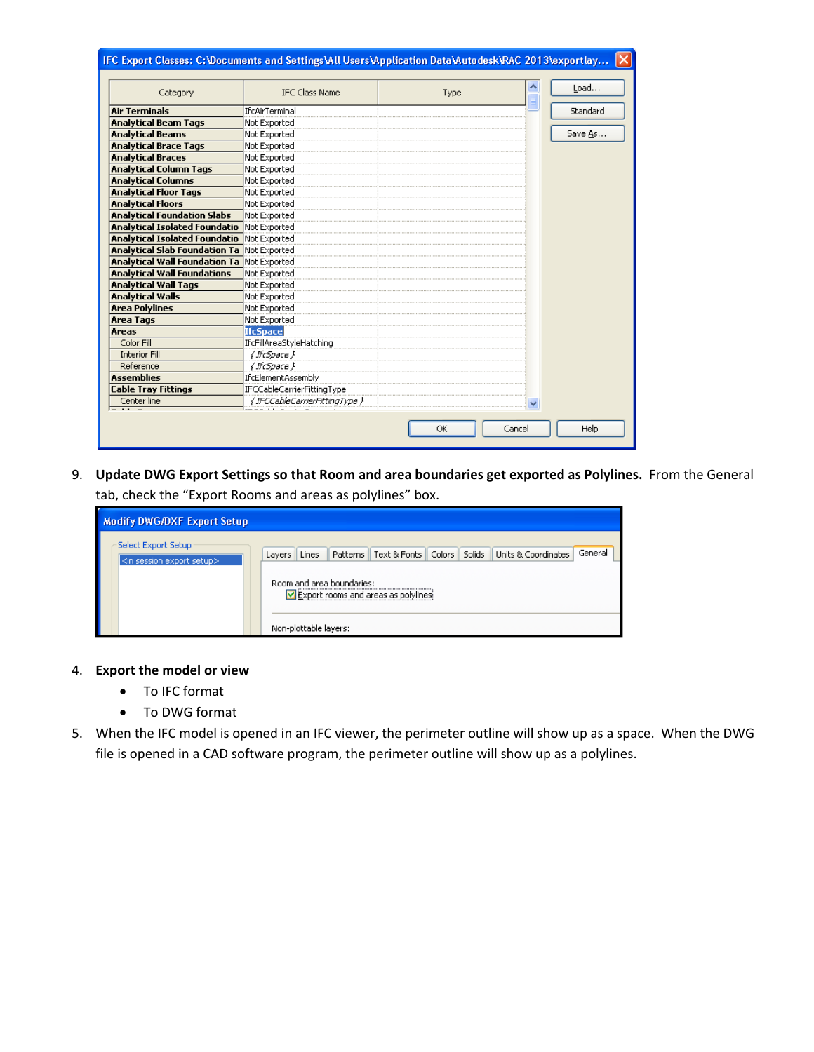9. **Update DWG Export Settings so that Room and area boundaries get exported as Polylines.** From the General tab, check the "Export Rooms and areas as polylines" box.

4. **Export the model or view**
   - To IFC format
   - To DWG format

5. When the IFC model is opened in an IFC viewer, the perimeter outline will show up as a space. When the DWG file is opened in a CAD software program, the perimeter outline will show up as a polylines.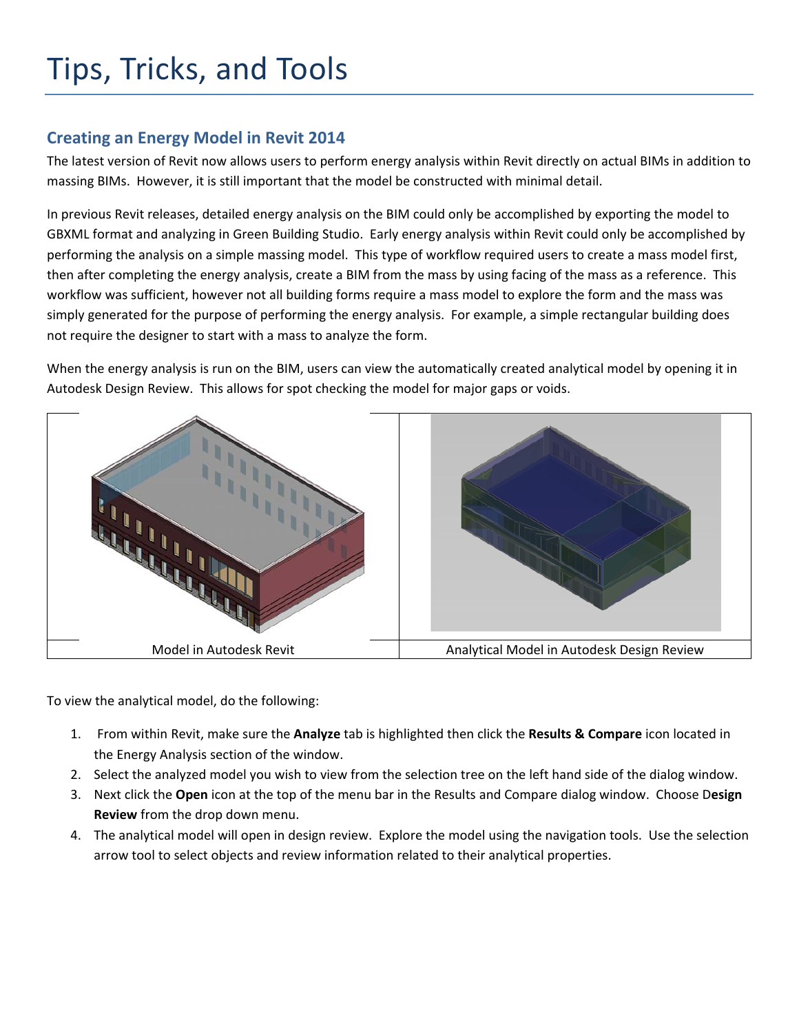# Tips, Tricks, and Tools

## Creating an Energy Model in Revit 2014

The latest version of Revit now allows users to perform energy analysis within Revit directly on actual BIMs in addition to massing BIMs. However, it is still important that the model be constructed with minimal detail.

In previous Revit releases, detailed energy analysis on the BIM could only be accomplished by exporting the model to GBXML format and analyzing in Green Building Studio. Early energy analysis within Revit could only be accomplished by performing the analysis on a simple massing model. This type of workflow required users to create a mass model first, then after completing the energy analysis, create a BIM from the mass by using facing of the mass as a reference. This workflow was sufficient, however not all building forms require a mass model to explore the form and the mass was simply generated for the purpose of performing the energy analysis. For example, a simple rectangular building does not require the designer to start with a mass to analyze the form.

When the energy analysis is run on the BIM, users can view the automatically created analytical model by opening it in Autodesk Design Review. This allows for spot checking the model for major gaps or voids.

| Model in Autodesk Revit | Analytical Model in Autodesk Design Review |
| --- | --- |

To view the analytical model, do the following:

1. From within Revit, make sure the **Analyze** tab is highlighted then click the **Results & Compare** icon located in the Energy Analysis section of the window.
2. Select the analyzed model you wish to view from the selection tree on the left hand side of the dialog window.
3. Next click the **Open** icon at the top of the menu bar in the Results and Compare dialog window. Choose D**esign Review** from the drop down menu.
4. The analytical model will open in design review. Explore the model using the navigation tools. Use the selection arrow tool to select objects and review information related to their analytical properties.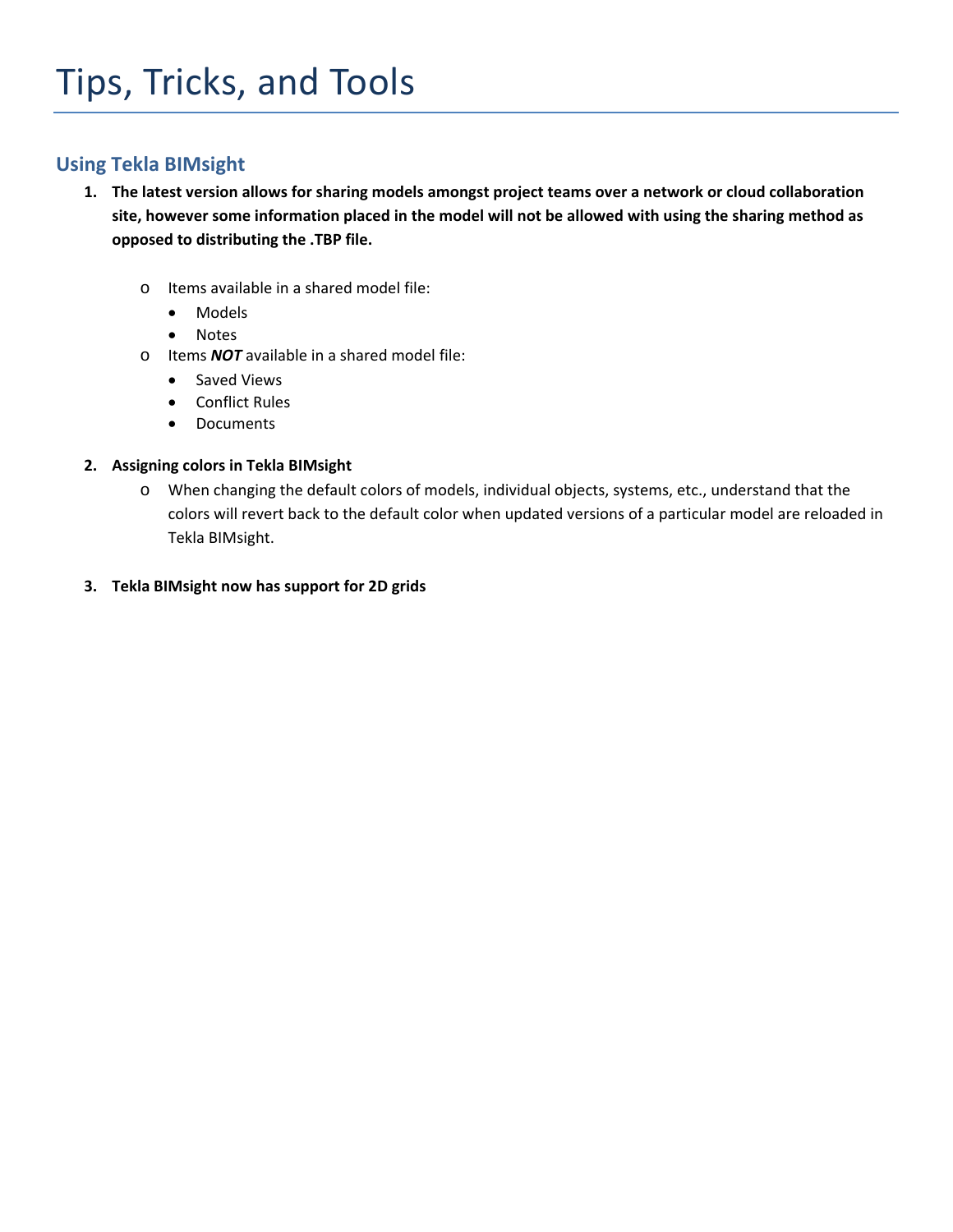# Tips, Tricks, and Tools

## Using Tekla BIMsight

1. **The latest version allows for sharing models amongst project teams over a network or cloud collaboration site, however some information placed in the model will not be allowed with using the sharing method as opposed to distributing the .TBP file.**

    - Items available in a shared model file:
        - Models
        - Notes
    - Items ***NOT*** available in a shared model file:
        - Saved Views
        - Conflict Rules
        - Documents

2. **Assigning colors in Tekla BIMsight**
    - When changing the default colors of models, individual objects, systems, etc., understand that the colors will revert back to the default color when updated versions of a particular model are reloaded in Tekla BIMsight.

3. **Tekla BIMsight now has support for 2D grids**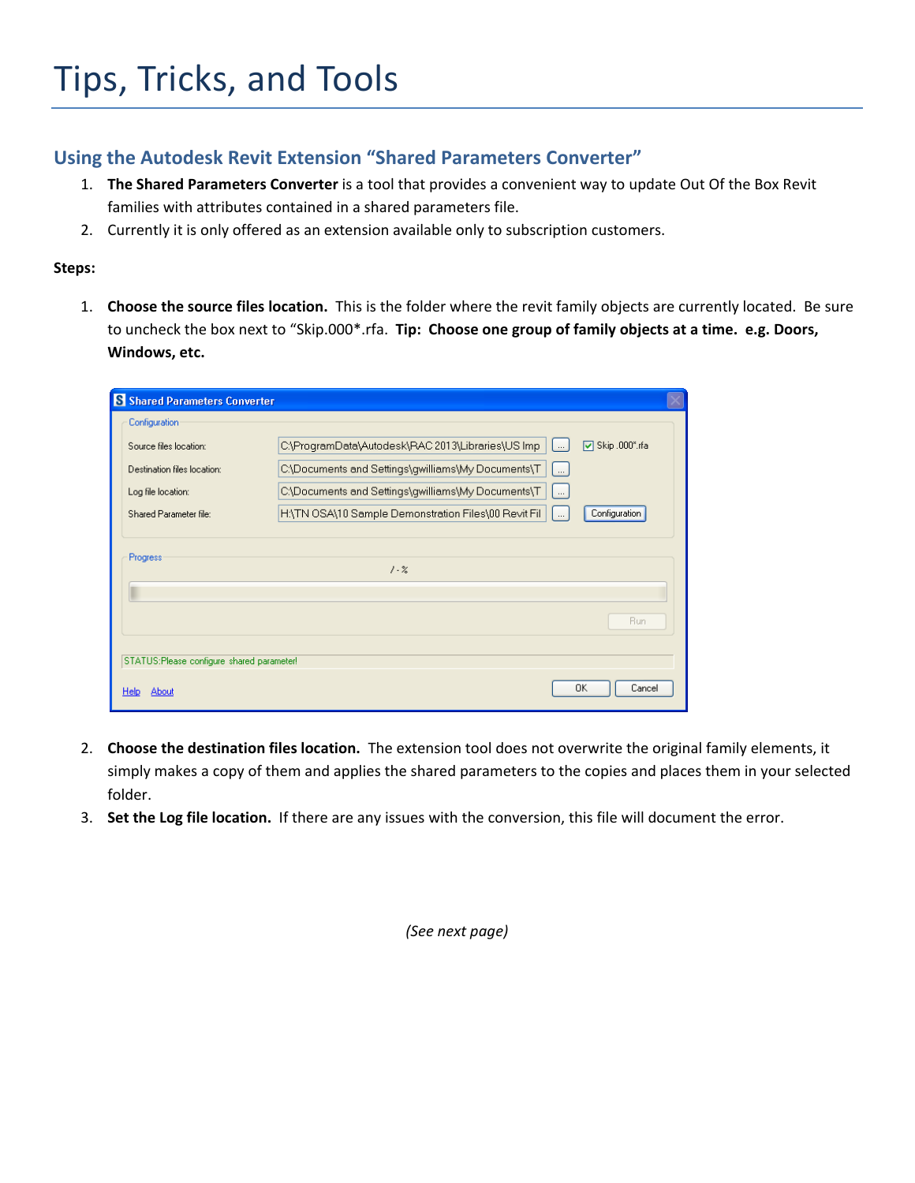# Tips, Tricks, and Tools

## Using the Autodesk Revit Extension "Shared Parameters Converter"

1. **The Shared Parameters Converter** is a tool that provides a convenient way to update Out Of the Box Revit families with attributes contained in a shared parameters file.
2. Currently it is only offered as an extension available only to subscription customers.

**Steps:**

1. **Choose the source files location.** This is the folder where the revit family objects are currently located. Be sure to uncheck the box next to "Skip.000*.rfa. **Tip: Choose one group of family objects at a time. e.g. Doors, Windows, etc.**

2. **Choose the destination files location.** The extension tool does not overwrite the original family elements, it simply makes a copy of them and applies the shared parameters to the copies and places them in your selected folder.
3. **Set the Log file location.** If there are any issues with the conversion, this file will document the error.

*(See next page)*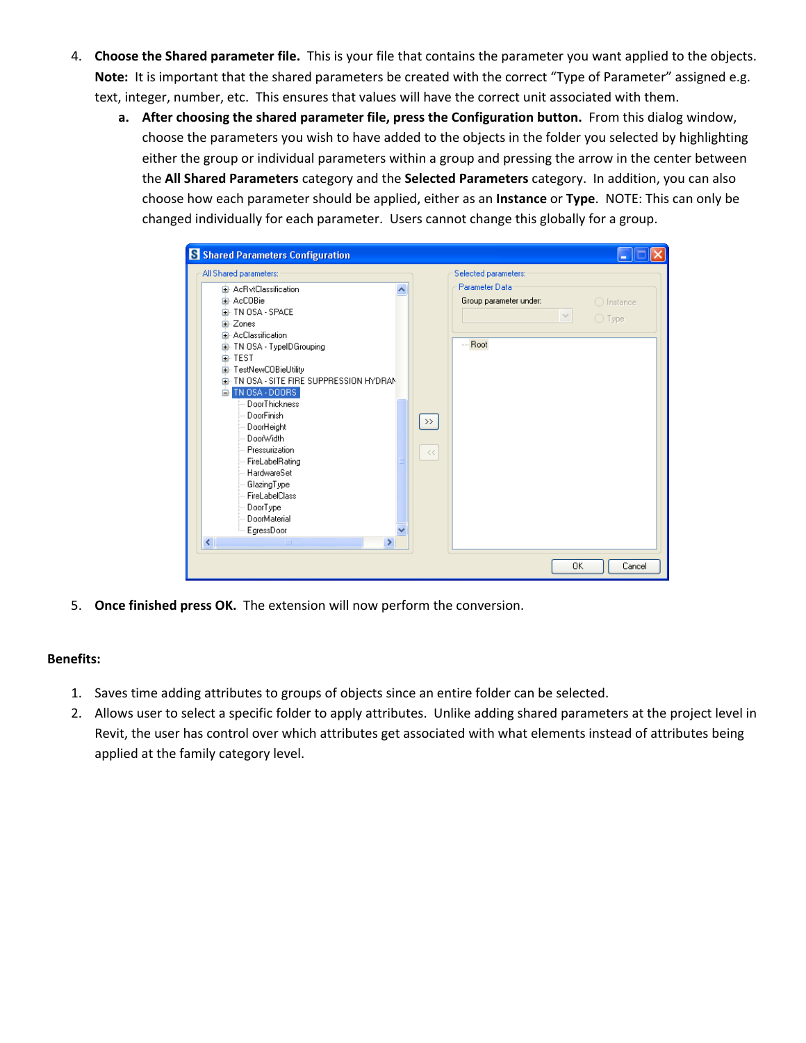4. **Choose the Shared parameter file.** This is your file that contains the parameter you want applied to the objects. **Note:** It is important that the shared parameters be created with the correct "Type of Parameter" assigned e.g. text, integer, number, etc. This ensures that values will have the correct unit associated with them.
   a. **After choosing the shared parameter file, press the Configuration button.** From this dialog window, choose the parameters you wish to have added to the objects in the folder you selected by highlighting either the group or individual parameters within a group and pressing the arrow in the center between the **All Shared Parameters** category and the **Selected Parameters** category. In addition, you can also choose how each parameter should be applied, either as an **Instance** or **Type**. NOTE: This can only be changed individually for each parameter. Users cannot change this globally for a group.

5. **Once finished press OK.** The extension will now perform the conversion.

**Benefits:**

1. Saves time adding attributes to groups of objects since an entire folder can be selected.
2. Allows user to select a specific folder to apply attributes. Unlike adding shared parameters at the project level in Revit, the user has control over which attributes get associated with what elements instead of attributes being applied at the family category level.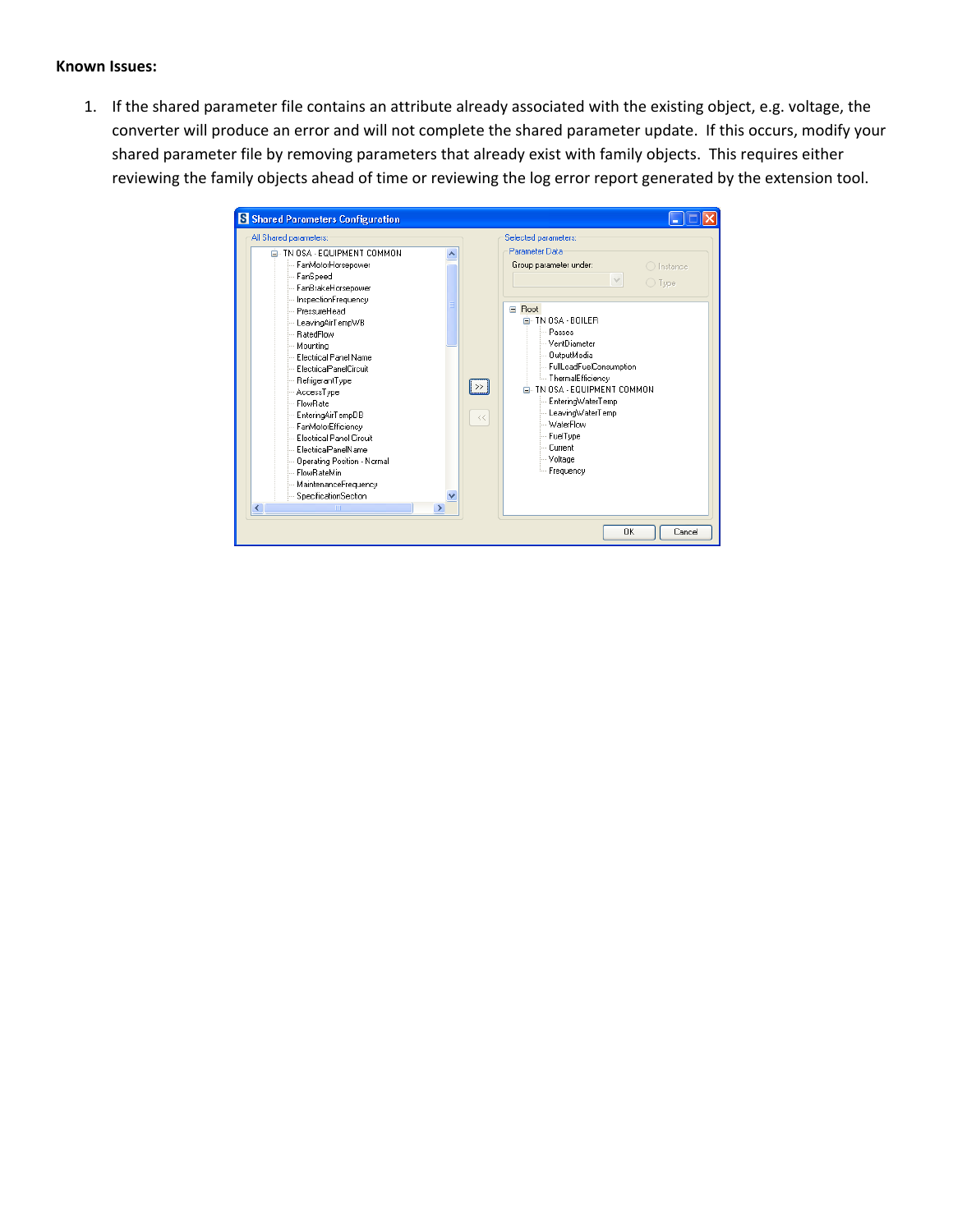**Known Issues:**

1. If the shared parameter file contains an attribute already associated with the existing object, e.g. voltage, the converter will produce an error and will not complete the shared parameter update. If this occurs, modify your shared parameter file by removing parameters that already exist with family objects. This requires either reviewing the family objects ahead of time or reviewing the log error report generated by the extension tool.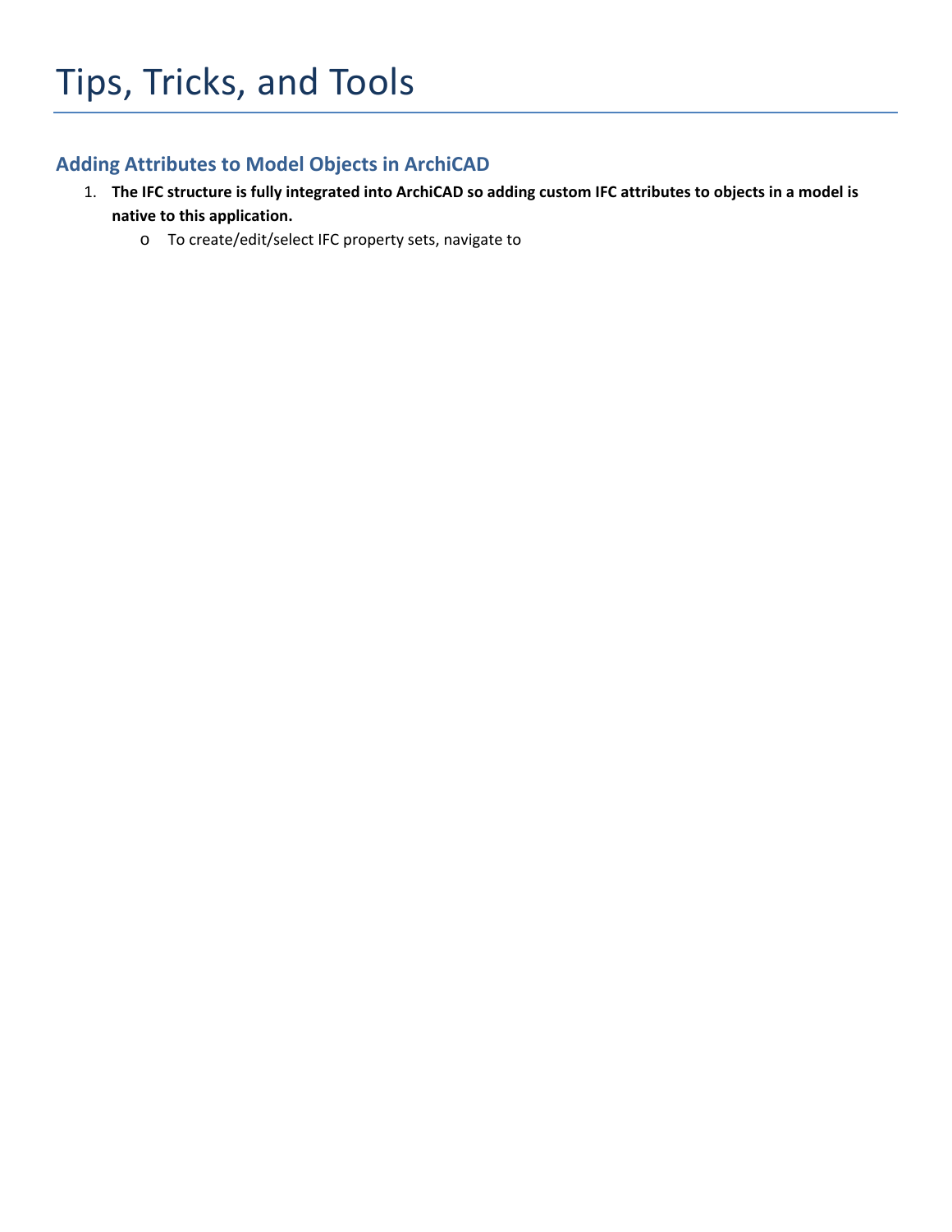# Tips, Tricks, and Tools

### Adding Attributes to Model Objects in ArchiCAD

1. **The IFC structure is fully integrated into ArchiCAD so adding custom IFC attributes to objects in a model is native to this application.**
   - To create/edit/select IFC property sets, navigate to